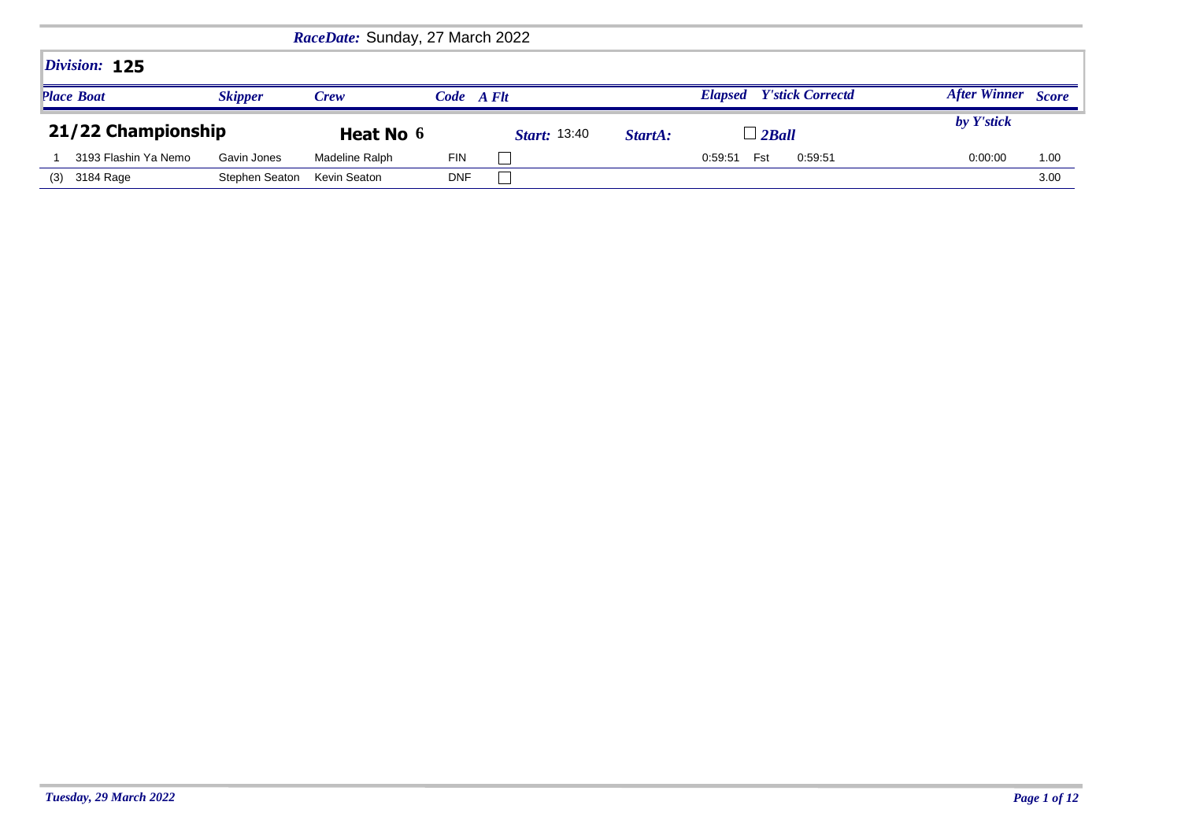*RaceDate:* Sunday, 27 March 2022

## *Division:* 125

## 21/22 Championship

**Heat No 6** | *Start:* 13:40 | *StartA:* | ☐ *2Ball*

| *Place* | *Boat* | *Skipper* | *Crew* | *Code* | *A Flt* | *Elapsed* | *Y'stick* | *Correctd* | *After Winner by Y'stick* | *Score* |
|---|---|---|---|---|---|---|---|---|---|---|
| 1 | 3193 Flashin Ya Nemo | Gavin Jones | Madeline Ralph | FIN | ☐ | 0:59:51 | Fst | 0:59:51 | 0:00:00 | 1.00 |
| (3) | 3184 Rage | Stephen Seaton | Kevin Seaton | DNF | ☐ | | | | | 3.00 |

*Tuesday, 29 March 2022*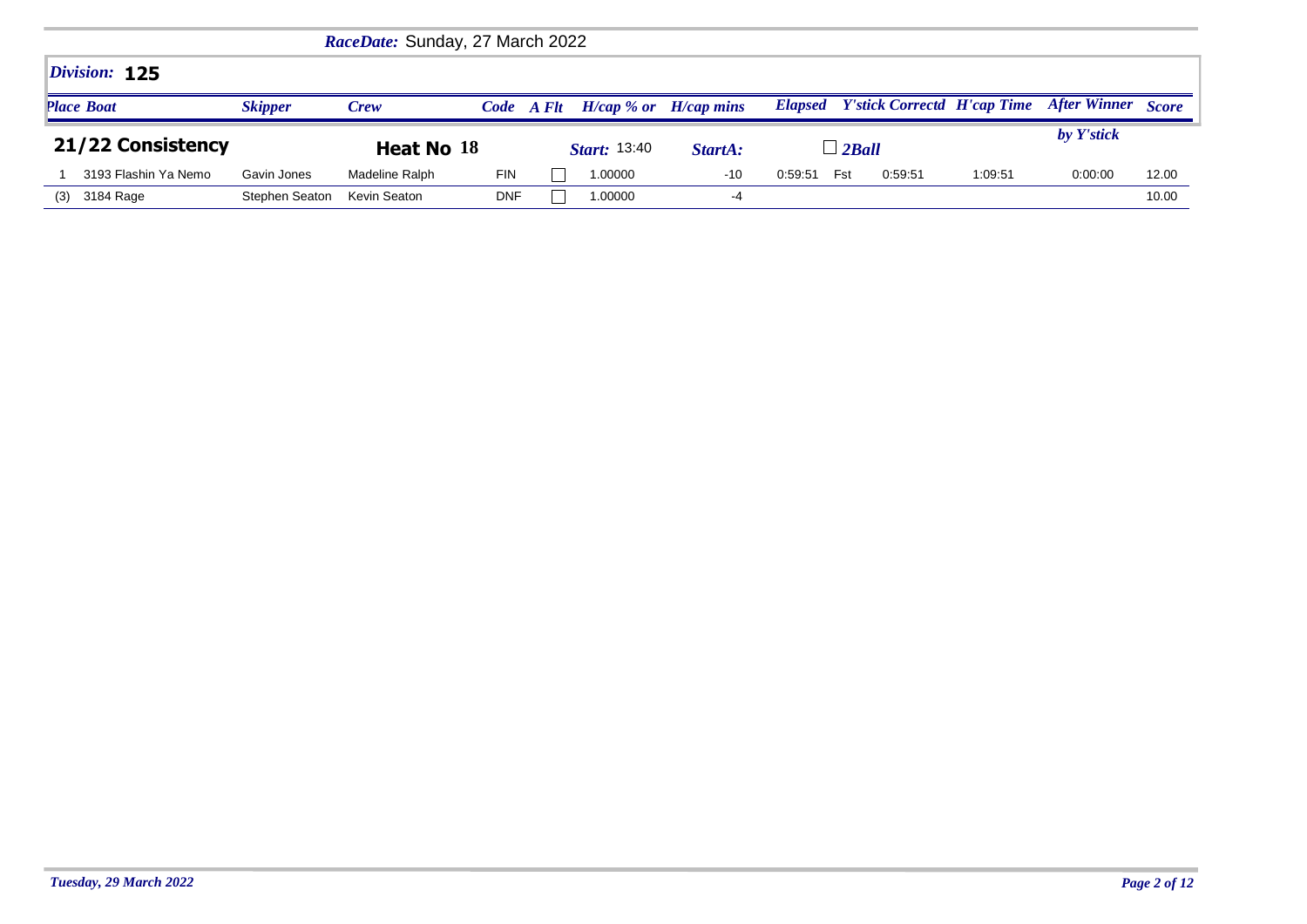*RaceDate:* Sunday, 27 March 2022

## *Division:* 125

### 21/22 Consistency

**Heat No 18** | *Start:* 13:40 | *StartA:* | ☐ *2Ball*

| *Place* | *Boat* | *Skipper* | *Crew* | *Code* | *A Flt* | *H/cap % or* | *H/cap mins* | *Elapsed* | | *Y'stick Correctd* | *H'cap Time* | *After Winner by Y'stick* | *Score* |
|---|---|---|---|---|---|---|---|---|---|---|---|---|---|
| 1 | 3193 Flashin Ya Nemo | Gavin Jones | Madeline Ralph | FIN | ☐ | 1.00000 | -10 | 0:59:51 | Fst | 0:59:51 | 1:09:51 | 0:00:00 | 12.00 |
| (3) | 3184 Rage | Stephen Seaton | Kevin Seaton | DNF | ☐ | 1.00000 | -4 | | | | | | 10.00 |

*Tuesday, 29 March 2022*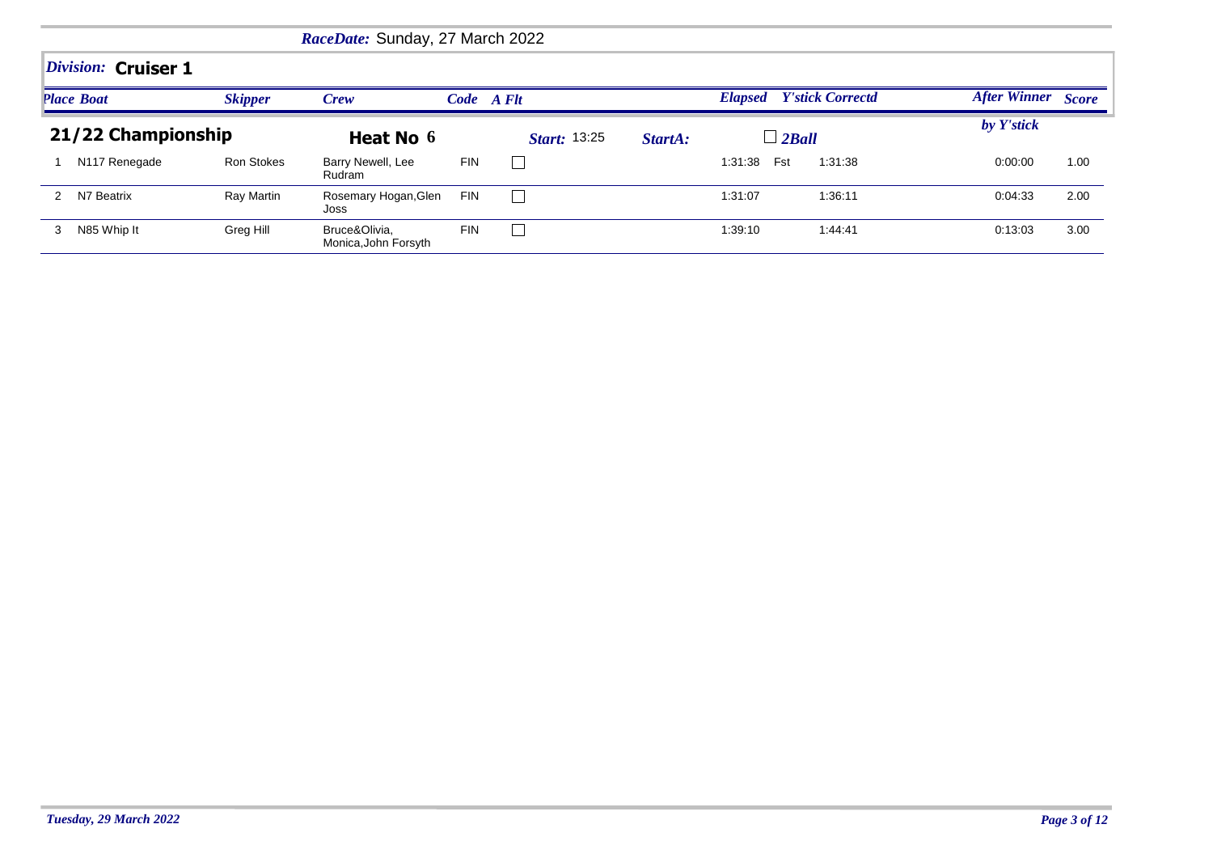*RaceDate:* Sunday, 27 March 2022

## *Division:* Cruiser 1

### 21/22 Championship

**Heat No 6** | *Start:* 13:25 | *StartA:* | ☐ *2Ball*

| Place | Boat | Skipper | Crew | Code | A Flt | Elapsed | | Y'stick Correctd | After Winner by Y'stick | Score |
|---|---|---|---|---|---|---|---|---|---|---|
| 1 | N117 Renegade | Ron Stokes | Barry Newell, Lee Rudram | FIN | ☐ | 1:31:38 | Fst | 1:31:38 | 0:00:00 | 1.00 |
| 2 | N7 Beatrix | Ray Martin | Rosemary Hogan,Glen Joss | FIN | ☐ | 1:31:07 | | 1:36:11 | 0:04:33 | 2.00 |
| 3 | N85 Whip It | Greg Hill | Bruce&Olivia, Monica,John Forsyth | FIN | ☐ | 1:39:10 | | 1:44:41 | 0:13:03 | 3.00 |

*Tuesday, 29 March 2022*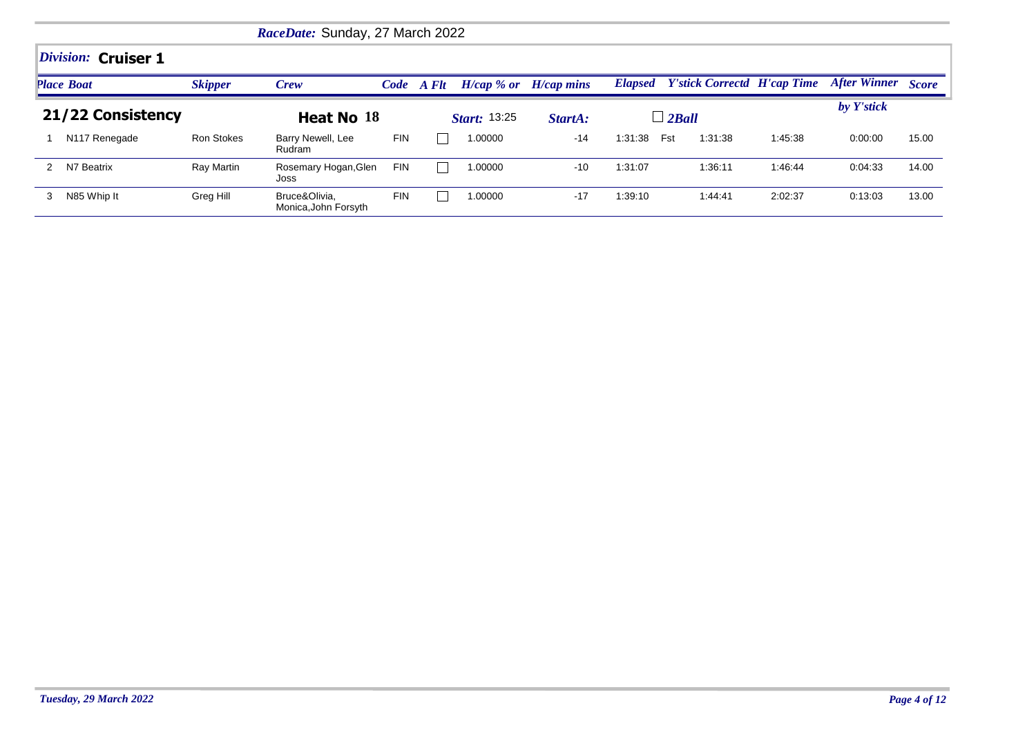*RaceDate:* Sunday, 27 March 2022

## *Division:* **Cruiser 1**

### 21/22 Consistency — Heat No 18

*Start:* 13:25 *StartA:* ☐ *2Ball*

| Place | Boat | Skipper | Crew | Code | A Flt | H/cap % or | H/cap mins | Elapsed | | Y'stick Correctd | H'cap Time | After Winner by Y'stick | Score |
|---|---|---|---|---|---|---|---|---|---|---|---|---|---|
| 1 | N117 Renegade | Ron Stokes | Barry Newell, Lee Rudram | FIN | ☐ | 1.00000 | -14 | 1:31:38 | Fst | 1:31:38 | 1:45:38 | 0:00:00 | 15.00 |
| 2 | N7 Beatrix | Ray Martin | Rosemary Hogan,Glen Joss | FIN | ☐ | 1.00000 | -10 | 1:31:07 | | 1:36:11 | 1:46:44 | 0:04:33 | 14.00 |
| 3 | N85 Whip It | Greg Hill | Bruce&Olivia, Monica,John Forsyth | FIN | ☐ | 1.00000 | -17 | 1:39:10 | | 1:44:41 | 2:02:37 | 0:13:03 | 13.00 |

*Tuesday, 29 March 2022*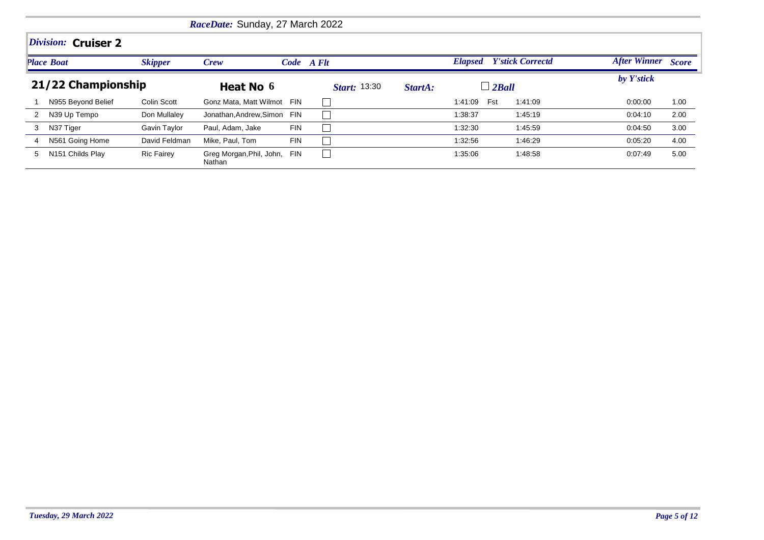**RaceDate:** Sunday, 27 March 2022

## Division: Cruiser 2

### 21/22 Championship

**Heat No** 6 | **Start:** 13:30 | **StartA:** | ☐ 2Ball

| Place | Boat | Skipper | Crew | Code | A Flt | Elapsed | | Y'stick Correctd | After Winner by Y'stick | Score |
|---|---|---|---|---|---|---|---|---|---|---|
| 1 | N955 Beyond Belief | Colin Scott | Gonz Mata, Matt Wilmot | FIN | ☐ | 1:41:09 | Fst | 1:41:09 | 0:00:00 | 1.00 |
| 2 | N39 Up Tempo | Don Mullaley | Jonathan,Andrew,Simon | FIN | ☐ | 1:38:37 | | 1:45:19 | 0:04:10 | 2.00 |
| 3 | N37 Tiger | Gavin Taylor | Paul, Adam, Jake | FIN | ☐ | 1:32:30 | | 1:45:59 | 0:04:50 | 3.00 |
| 4 | N561 Going Home | David Feldman | Mike, Paul, Tom | FIN | ☐ | 1:32:56 | | 1:46:29 | 0:05:20 | 4.00 |
| 5 | N151 Childs Play | Ric Fairey | Greg Morgan,Phil, John, Nathan | FIN | ☐ | 1:35:06 | | 1:48:58 | 0:07:49 | 5.00 |

*Tuesday, 29 March 2022*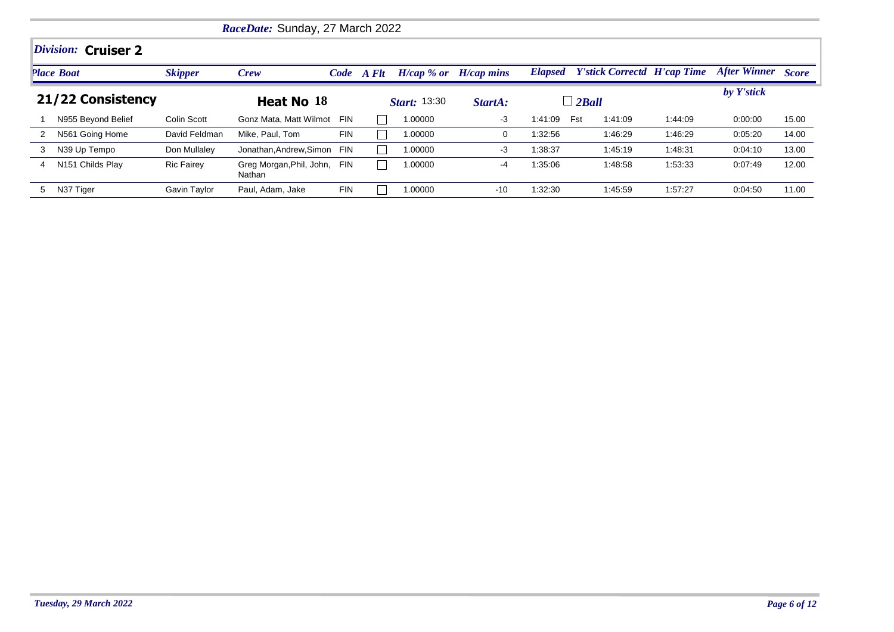*RaceDate:* Sunday, 27 March 2022

## *Division:* Cruiser 2

**21/22 Consistency** — **Heat No 18** — *Start:* 13:30 — *StartA:* — ☐ *2Ball*

| Place | Boat | Skipper | Crew | Code | A Flt | H/cap % or | H/cap mins | Elapsed | | Y'stick Correctd | H'cap Time | After Winner by Y'stick | Score |
|---|---|---|---|---|---|---|---|---|---|---|---|---|---|
| 1 | N955 Beyond Belief | Colin Scott | Gonz Mata, Matt Wilmot | FIN | ☐ | 1.00000 | -3 | 1:41:09 | Fst | 1:41:09 | 1:44:09 | 0:00:00 | 15.00 |
| 2 | N561 Going Home | David Feldman | Mike, Paul, Tom | FIN | ☐ | 1.00000 | 0 | 1:32:56 | | 1:46:29 | 1:46:29 | 0:05:20 | 14.00 |
| 3 | N39 Up Tempo | Don Mullaley | Jonathan,Andrew,Simon | FIN | ☐ | 1.00000 | -3 | 1:38:37 | | 1:45:19 | 1:48:31 | 0:04:10 | 13.00 |
| 4 | N151 Childs Play | Ric Fairey | Greg Morgan,Phil, John, Nathan | FIN | ☐ | 1.00000 | -4 | 1:35:06 | | 1:48:58 | 1:53:33 | 0:07:49 | 12.00 |
| 5 | N37 Tiger | Gavin Taylor | Paul, Adam, Jake | FIN | ☐ | 1.00000 | -10 | 1:32:30 | | 1:45:59 | 1:57:27 | 0:04:50 | 11.00 |

*Tuesday, 29 March 2022*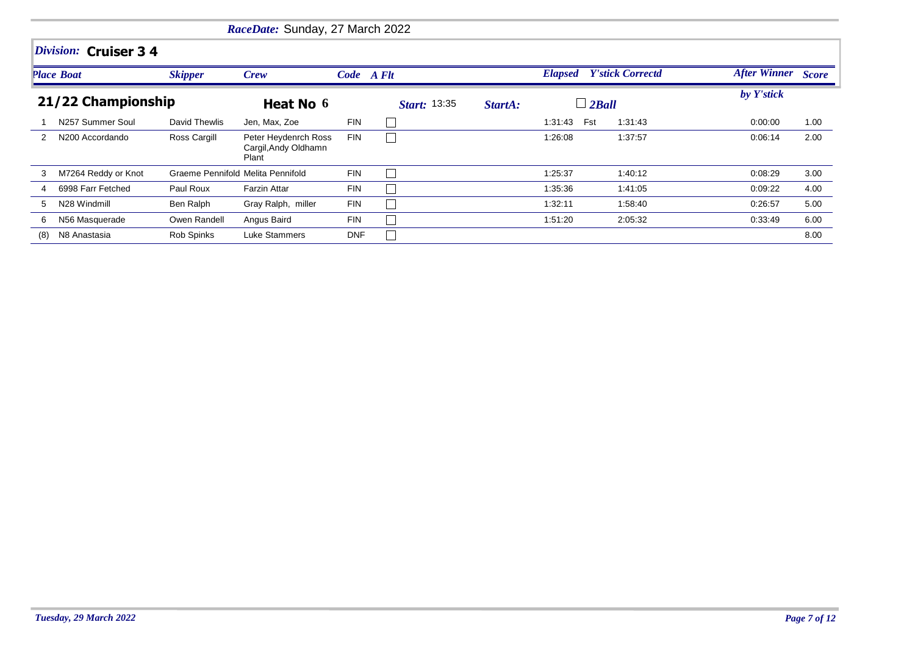*RaceDate:* Sunday, 27 March 2022

## *Division:* Cruiser 3 4

### 21/22 Championship

**Heat No 6** — *Start:* 13:35 — *StartA:* — 2Ball

| Place | Boat | Skipper | Crew | Code | A Flt | Elapsed | | Y'stick Correctd | After Winner by Y'stick | Score |
|---|---|---|---|---|---|---|---|---|---|---|
| 1 | N257 Summer Soul | David Thewlis | Jen, Max, Zoe | FIN | ☐ | 1:31:43 | Fst | 1:31:43 | 0:00:00 | 1.00 |
| 2 | N200 Accordando | Ross Cargill | Peter Heydenrch Ross Cargil,Andy Oldhamn Plant | FIN | ☐ | 1:26:08 | | 1:37:57 | 0:06:14 | 2.00 |
| 3 | M7264 Reddy or Knot | Graeme Pennifold | Melita Pennifold | FIN | ☐ | 1:25:37 | | 1:40:12 | 0:08:29 | 3.00 |
| 4 | 6998 Farr Fetched | Paul Roux | Farzin Attar | FIN | ☐ | 1:35:36 | | 1:41:05 | 0:09:22 | 4.00 |
| 5 | N28 Windmill | Ben Ralph | Gray Ralph, miller | FIN | ☐ | 1:32:11 | | 1:58:40 | 0:26:57 | 5.00 |
| 6 | N56 Masquerade | Owen Randell | Angus Baird | FIN | ☐ | 1:51:20 | | 2:05:32 | 0:33:49 | 6.00 |
| (8) | N8 Anastasia | Rob Spinks | Luke Stammers | DNF | ☐ | | | | | 8.00 |

*Tuesday, 29 March 2022*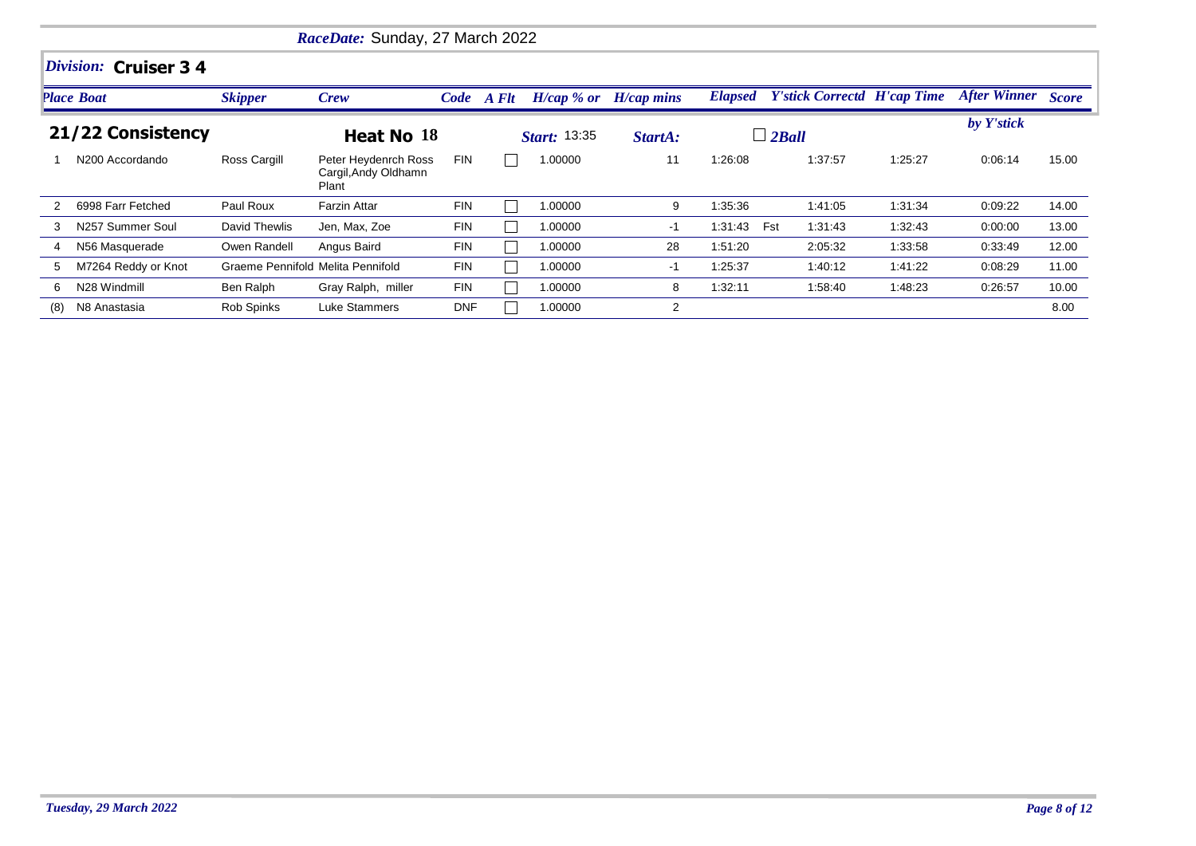*RaceDate:* Sunday, 27 March 2022

## *Division:* Cruiser 3 4

### 21/22 Consistency — Heat No 18 — *Start:* 13:35 — *StartA:* — ☐ *2Ball*

| Place | Boat | Skipper | Crew | Code | A Flt | H/cap % or | H/cap mins | Elapsed | | Y'stick Correctd | H'cap Time | After Winner by Y'stick | Score |
|---|---|---|---|---|---|---|---|---|---|---|---|---|---|
| 1 | N200 Accordando | Ross Cargill | Peter Heydenrch Ross Cargil,Andy Oldhamn Plant | FIN | ☐ | 1.00000 | 11 | 1:26:08 | | 1:37:57 | 1:25:27 | 0:06:14 | 15.00 |
| 2 | 6998 Farr Fetched | Paul Roux | Farzin Attar | FIN | ☐ | 1.00000 | 9 | 1:35:36 | | 1:41:05 | 1:31:34 | 0:09:22 | 14.00 |
| 3 | N257 Summer Soul | David Thewlis | Jen, Max, Zoe | FIN | ☐ | 1.00000 | -1 | 1:31:43 | Fst | 1:31:43 | 1:32:43 | 0:00:00 | 13.00 |
| 4 | N56 Masquerade | Owen Randell | Angus Baird | FIN | ☐ | 1.00000 | 28 | 1:51:20 | | 2:05:32 | 1:33:58 | 0:33:49 | 12.00 |
| 5 | M7264 Reddy or Knot | Graeme Pennifold | Melita Pennifold | FIN | ☐ | 1.00000 | -1 | 1:25:37 | | 1:40:12 | 1:41:22 | 0:08:29 | 11.00 |
| 6 | N28 Windmill | Ben Ralph | Gray Ralph, miller | FIN | ☐ | 1.00000 | 8 | 1:32:11 | | 1:58:40 | 1:48:23 | 0:26:57 | 10.00 |
| (8) | N8 Anastasia | Rob Spinks | Luke Stammers | DNF | ☐ | 1.00000 | 2 | | | | | | 8.00 |

*Tuesday, 29 March 2022*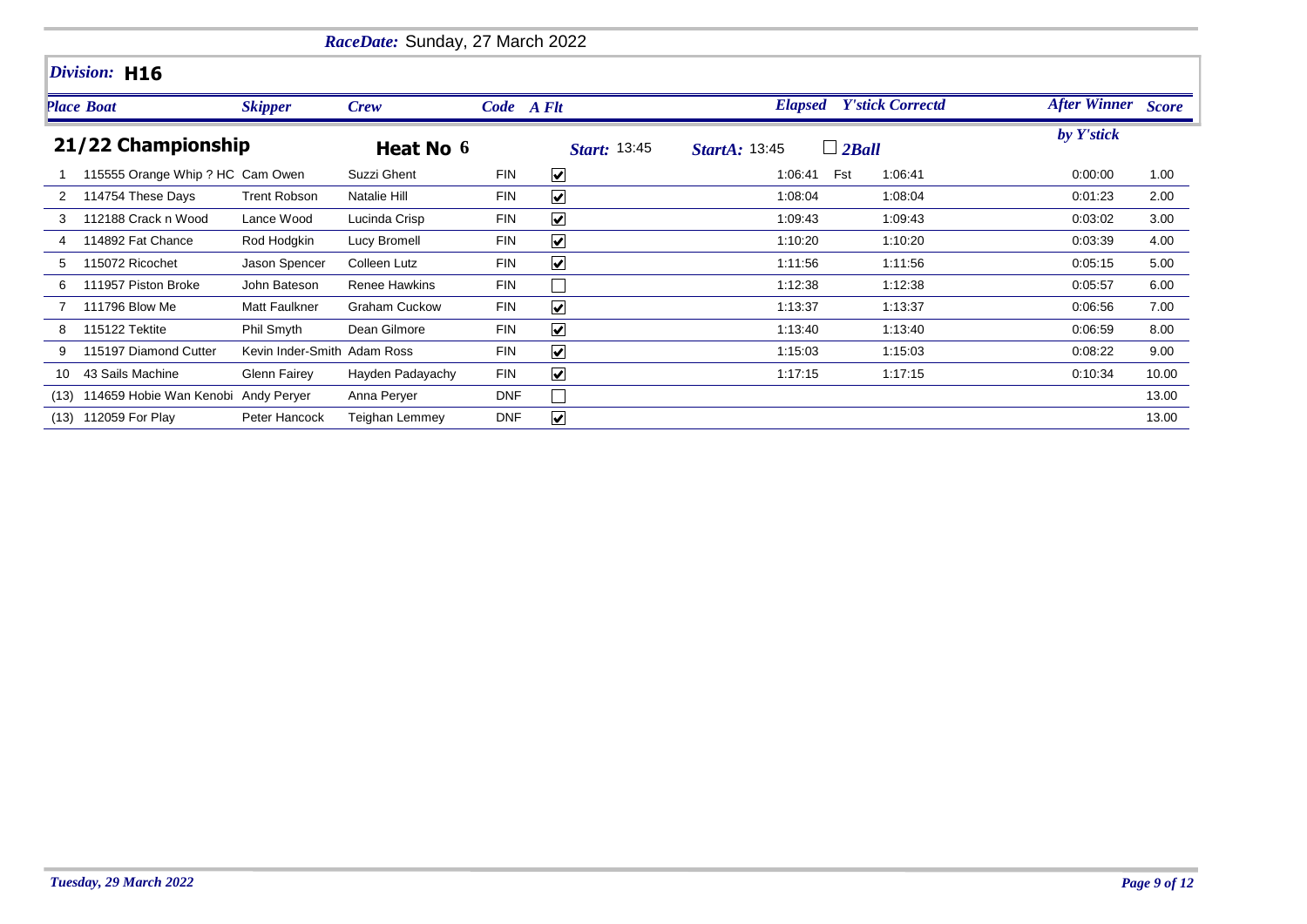*RaceDate:* Sunday, 27 March 2022

*Division:* **H16**

**21/22 Championship** — **Heat No 6** — *Start:* 13:45 — *StartA:* 13:45 — ☐ *2Ball*

| Place | Boat | Skipper | Crew | Code | A Flt | Elapsed | | Y'stick Correctd | After Winner by Y'stick | Score |
|---|---|---|---|---|---|---|---|---|---|---|
| 1 | 115555 Orange Whip ? HC | Cam Owen | Suzzi Ghent | FIN | ☑ | 1:06:41 | Fst | 1:06:41 | 0:00:00 | 1.00 |
| 2 | 114754 These Days | Trent Robson | Natalie Hill | FIN | ☑ | 1:08:04 | | 1:08:04 | 0:01:23 | 2.00 |
| 3 | 112188 Crack n Wood | Lance Wood | Lucinda Crisp | FIN | ☑ | 1:09:43 | | 1:09:43 | 0:03:02 | 3.00 |
| 4 | 114892 Fat Chance | Rod Hodgkin | Lucy Bromell | FIN | ☑ | 1:10:20 | | 1:10:20 | 0:03:39 | 4.00 |
| 5 | 115072 Ricochet | Jason Spencer | Colleen Lutz | FIN | ☑ | 1:11:56 | | 1:11:56 | 0:05:15 | 5.00 |
| 6 | 111957 Piston Broke | John Bateson | Renee Hawkins | FIN | ☐ | 1:12:38 | | 1:12:38 | 0:05:57 | 6.00 |
| 7 | 111796 Blow Me | Matt Faulkner | Graham Cuckow | FIN | ☑ | 1:13:37 | | 1:13:37 | 0:06:56 | 7.00 |
| 8 | 115122 Tektite | Phil Smyth | Dean Gilmore | FIN | ☑ | 1:13:40 | | 1:13:40 | 0:06:59 | 8.00 |
| 9 | 115197 Diamond Cutter | Kevin Inder-Smith | Adam Ross | FIN | ☑ | 1:15:03 | | 1:15:03 | 0:08:22 | 9.00 |
| 10 | 43 Sails Machine | Glenn Fairey | Hayden Padayachy | FIN | ☑ | 1:17:15 | | 1:17:15 | 0:10:34 | 10.00 |
| (13) | 114659 Hobie Wan Kenobi | Andy Peryer | Anna Peryer | DNF | ☐ | | | | | 13.00 |
| (13) | 112059 For Play | Peter Hancock | Teighan Lemmey | DNF | ☑ | | | | | 13.00 |

*Tuesday, 29 March 2022*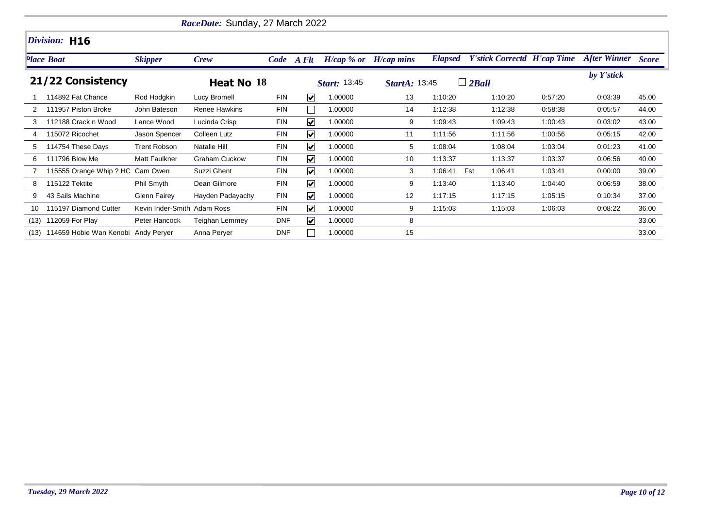***RaceDate:*** Sunday, 27 March 2022

## *Division:* H16

**21/22 Consistency** — **Heat No 18** — ***Start:*** 13:45 — ***StartA:*** 13:45 — ☐ ***2Ball***

| Place | Boat | Skipper | Crew | Code | A Flt | H/cap % or | H/cap mins | Elapsed | | Y'stick Correctd | H'cap Time | After Winner by Y'stick | Score |
|---|---|---|---|---|---|---|---|---|---|---|---|---|---|
| 1 | 114892 Fat Chance | Rod Hodgkin | Lucy Bromell | FIN | ☑ | 1.00000 | 13 | 1:10:20 | | 1:10:20 | 0:57:20 | 0:03:39 | 45.00 |
| 2 | 111957 Piston Broke | John Bateson | Renee Hawkins | FIN | ☐ | 1.00000 | 14 | 1:12:38 | | 1:12:38 | 0:58:38 | 0:05:57 | 44.00 |
| 3 | 112188 Crack n Wood | Lance Wood | Lucinda Crisp | FIN | ☑ | 1.00000 | 9 | 1:09:43 | | 1:09:43 | 1:00:43 | 0:03:02 | 43.00 |
| 4 | 115072 Ricochet | Jason Spencer | Colleen Lutz | FIN | ☑ | 1.00000 | 11 | 1:11:56 | | 1:11:56 | 1:00:56 | 0:05:15 | 42.00 |
| 5 | 114754 These Days | Trent Robson | Natalie Hill | FIN | ☑ | 1.00000 | 5 | 1:08:04 | | 1:08:04 | 1:03:04 | 0:01:23 | 41.00 |
| 6 | 111796 Blow Me | Matt Faulkner | Graham Cuckow | FIN | ☑ | 1.00000 | 10 | 1:13:37 | | 1:13:37 | 1:03:37 | 0:06:56 | 40.00 |
| 7 | 115555 Orange Whip ? HC | Cam Owen | Suzzi Ghent | FIN | ☑ | 1.00000 | 3 | 1:06:41 | Fst | 1:06:41 | 1:03:41 | 0:00:00 | 39.00 |
| 8 | 115122 Tektite | Phil Smyth | Dean Gilmore | FIN | ☑ | 1.00000 | 9 | 1:13:40 | | 1:13:40 | 1:04:40 | 0:06:59 | 38.00 |
| 9 | 43 Sails Machine | Glenn Fairey | Hayden Padayachy | FIN | ☑ | 1.00000 | 12 | 1:17:15 | | 1:17:15 | 1:05:15 | 0:10:34 | 37.00 |
| 10 | 115197 Diamond Cutter | Kevin Inder-Smith | Adam Ross | FIN | ☑ | 1.00000 | 9 | 1:15:03 | | 1:15:03 | 1:06:03 | 0:08:22 | 36.00 |
| (13) | 112059 For Play | Peter Hancock | Teighan Lemmey | DNF | ☑ | 1.00000 | 8 | | | | | | 33.00 |
| (13) | 114659 Hobie Wan Kenobi | Andy Peryer | Anna Peryer | DNF | ☐ | 1.00000 | 15 | | | | | | 33.00 |

*Tuesday, 29 March 2022*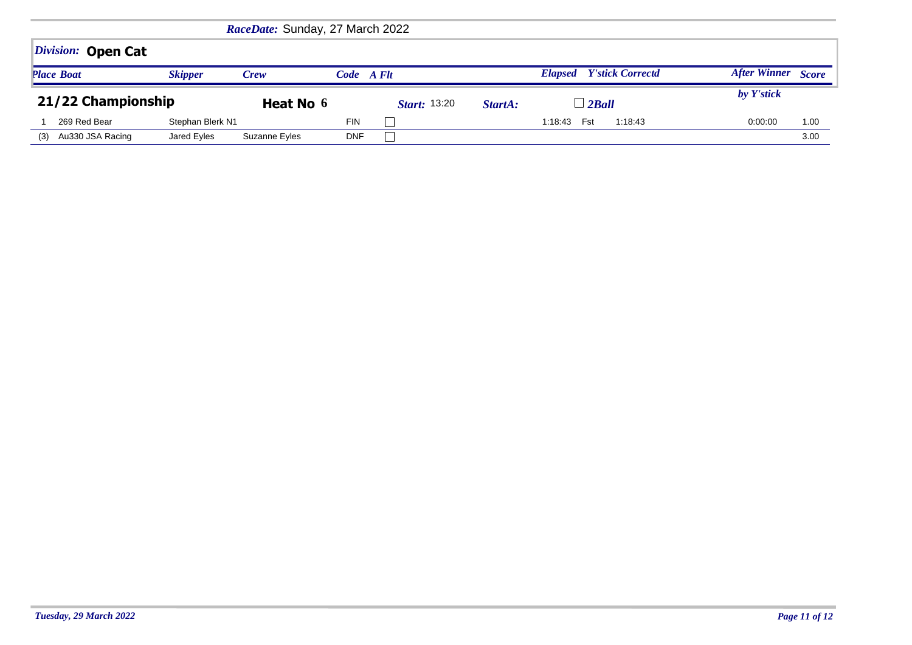*RaceDate:* Sunday, 27 March 2022

## *Division:* **Open Cat**

## 21/22 Championship

**Heat No 6** | *Start:* 13:20 | *StartA:* | ☐ *2Ball*

| *Place* | *Boat* | *Skipper* | *Crew* | *Code* | *A Flt* | *Elapsed* | *Y'stick Correctd* | | *After Winner by Y'stick* | *Score* |
|---|---|---|---|---|---|---|---|---|---|---|
| 1 | 269 Red Bear | Stephan Blerk N1 | | FIN | ☐ | 1:18:43 | Fst | 1:18:43 | 0:00:00 | 1.00 |
| (3) | Au330 JSA Racing | Jared Eyles | Suzanne Eyles | DNF | ☐ | | | | | 3.00 |

*Tuesday, 29 March 2022*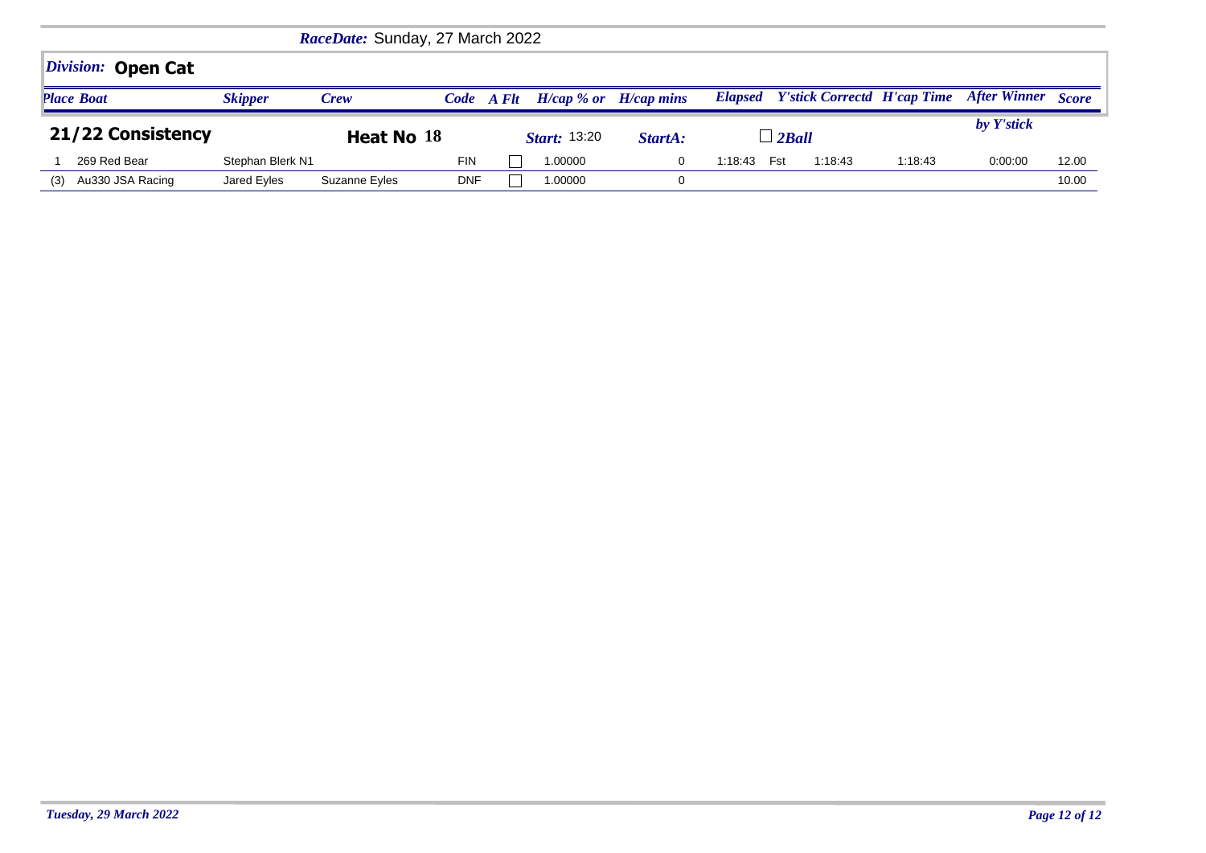*RaceDate:* Sunday, 27 March 2022

## *Division:* Open Cat

## 21/22 Consistency

**Heat No 18** *Start:* 13:20 *StartA:* ☐ *2Ball*

| Place | Boat | Skipper | Crew | Code | A Flt | H/cap % or | H/cap mins | Elapsed | | Y'stick Correctd | H'cap Time | After Winner by Y'stick | Score |
|---|---|---|---|---|---|---|---|---|---|---|---|---|---|
| 1 | 269 Red Bear | Stephan Blerk N1 | | FIN | ☐ | 1.00000 | 0 | 1:18:43 | Fst | 1:18:43 | 1:18:43 | 0:00:00 | 12.00 |
| (3) | Au330 JSA Racing | Jared Eyles | Suzanne Eyles | DNF | ☐ | 1.00000 | 0 | | | | | | 10.00 |

*Tuesday, 29 March 2022*